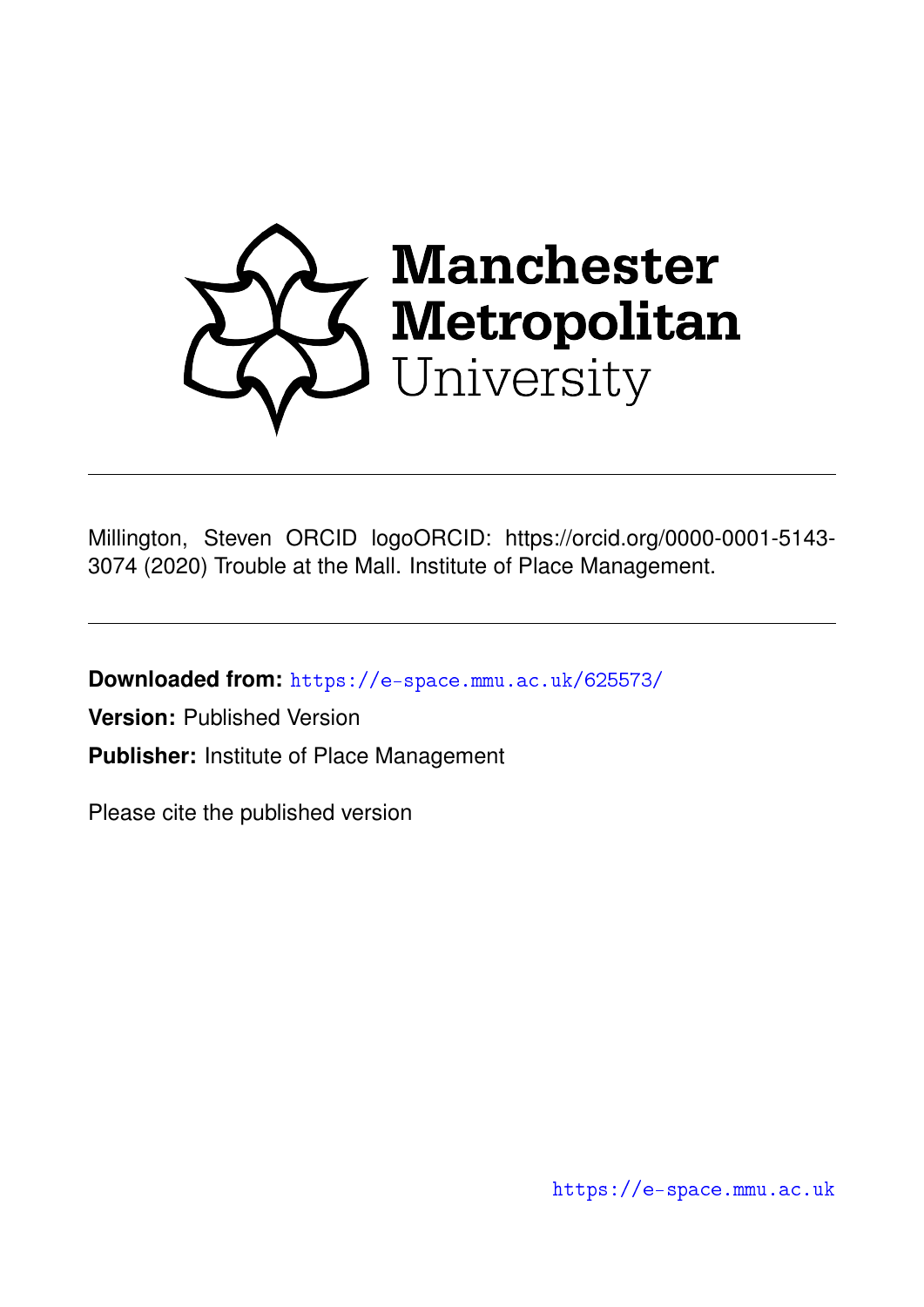Manchester Metropolitan University

Millington, Steven ORCID logoORCID: https://orcid.org/0000-0001-5143-3074 (2020) Trouble at the Mall. Institute of Place Management.

**Downloaded from:** https://e-space.mmu.ac.uk/625573/

**Version:** Published Version

**Publisher:** Institute of Place Management

Please cite the published version

https://e-space.mmu.ac.uk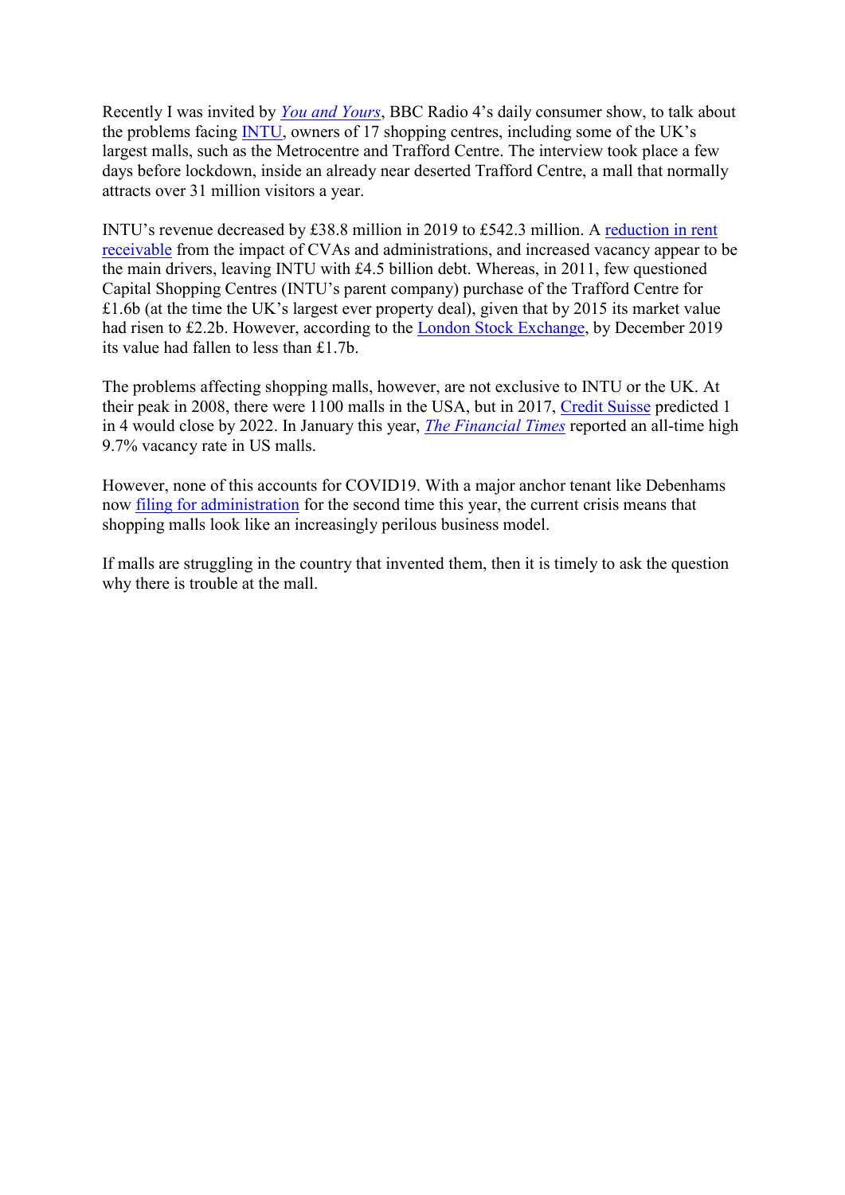Recently I was invited by *You and Yours*, BBC Radio 4's daily consumer show, to talk about the problems facing INTU, owners of 17 shopping centres, including some of the UK's largest malls, such as the Metrocentre and Trafford Centre. The interview took place a few days before lockdown, inside an already near deserted Trafford Centre, a mall that normally attracts over 31 million visitors a year.

INTU's revenue decreased by £38.8 million in 2019 to £542.3 million. A reduction in rent receivable from the impact of CVAs and administrations, and increased vacancy appear to be the main drivers, leaving INTU with £4.5 billion debt. Whereas, in 2011, few questioned Capital Shopping Centres (INTU's parent company) purchase of the Trafford Centre for £1.6b (at the time the UK's largest ever property deal), given that by 2015 its market value had risen to £2.2b. However, according to the London Stock Exchange, by December 2019 its value had fallen to less than £1.7b.

The problems affecting shopping malls, however, are not exclusive to INTU or the UK. At their peak in 2008, there were 1100 malls in the USA, but in 2017, Credit Suisse predicted 1 in 4 would close by 2022. In January this year, *The Financial Times* reported an all-time high 9.7% vacancy rate in US malls.

However, none of this accounts for COVID19. With a major anchor tenant like Debenhams now filing for administration for the second time this year, the current crisis means that shopping malls look like an increasingly perilous business model.

If malls are struggling in the country that invented them, then it is timely to ask the question why there is trouble at the mall.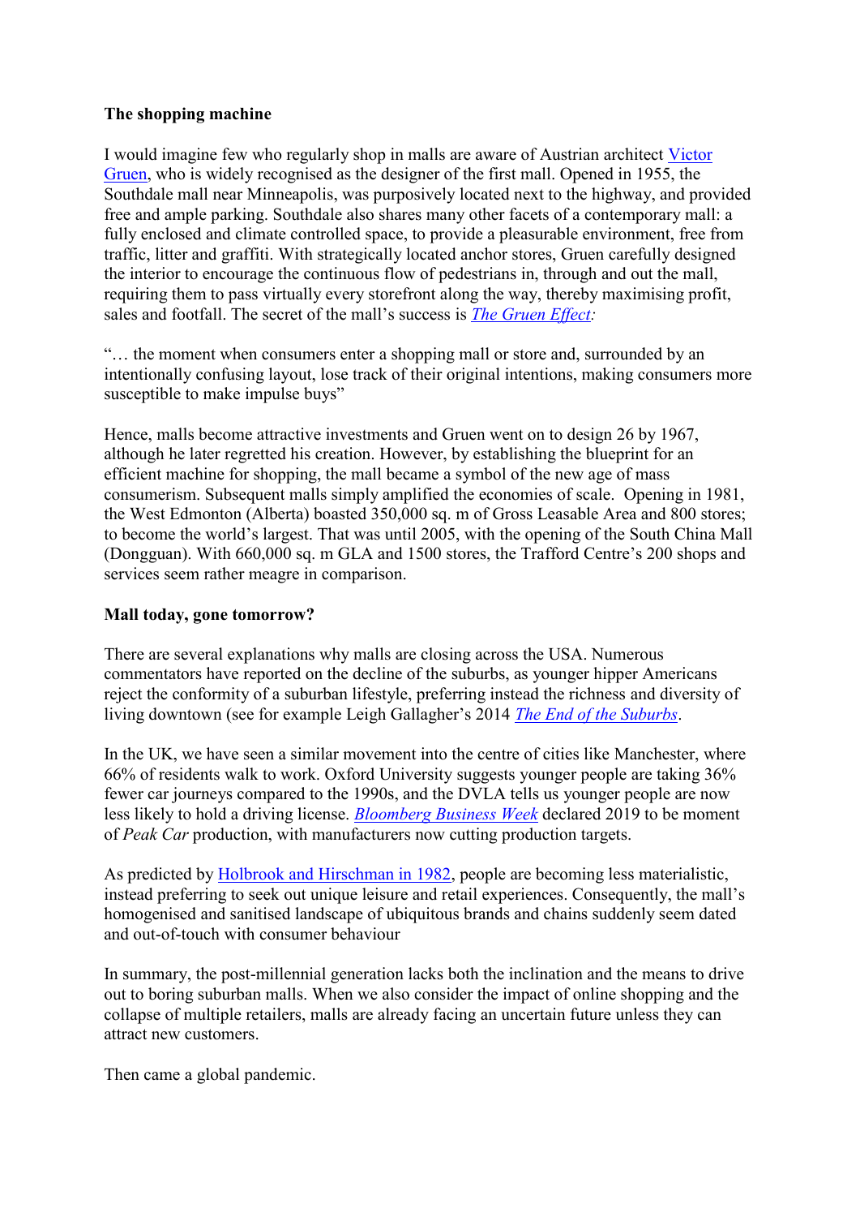**The shopping machine**

I would imagine few who regularly shop in malls are aware of Austrian architect Victor Gruen, who is widely recognised as the designer of the first mall. Opened in 1955, the Southdale mall near Minneapolis, was purposively located next to the highway, and provided free and ample parking. Southdale also shares many other facets of a contemporary mall: a fully enclosed and climate controlled space, to provide a pleasurable environment, free from traffic, litter and graffiti. With strategically located anchor stores, Gruen carefully designed the interior to encourage the continuous flow of pedestrians in, through and out the mall, requiring them to pass virtually every storefront along the way, thereby maximising profit, sales and footfall. The secret of the mall's success is *The Gruen Effect:*

"… the moment when consumers enter a shopping mall or store and, surrounded by an intentionally confusing layout, lose track of their original intentions, making consumers more susceptible to make impulse buys"

Hence, malls become attractive investments and Gruen went on to design 26 by 1967, although he later regretted his creation. However, by establishing the blueprint for an efficient machine for shopping, the mall became a symbol of the new age of mass consumerism. Subsequent malls simply amplified the economies of scale. Opening in 1981, the West Edmonton (Alberta) boasted 350,000 sq. m of Gross Leasable Area and 800 stores; to become the world's largest. That was until 2005, with the opening of the South China Mall (Dongguan). With 660,000 sq. m GLA and 1500 stores, the Trafford Centre's 200 shops and services seem rather meagre in comparison.

**Mall today, gone tomorrow?**

There are several explanations why malls are closing across the USA. Numerous commentators have reported on the decline of the suburbs, as younger hipper Americans reject the conformity of a suburban lifestyle, preferring instead the richness and diversity of living downtown (see for example Leigh Gallagher's 2014 *The End of the Suburbs*.

In the UK, we have seen a similar movement into the centre of cities like Manchester, where 66% of residents walk to work. Oxford University suggests younger people are taking 36% fewer car journeys compared to the 1990s, and the DVLA tells us younger people are now less likely to hold a driving license. *Bloomberg Business Week* declared 2019 to be moment of *Peak Car* production, with manufacturers now cutting production targets.

As predicted by Holbrook and Hirschman in 1982, people are becoming less materialistic, instead preferring to seek out unique leisure and retail experiences. Consequently, the mall's homogenised and sanitised landscape of ubiquitous brands and chains suddenly seem dated and out-of-touch with consumer behaviour

In summary, the post-millennial generation lacks both the inclination and the means to drive out to boring suburban malls. When we also consider the impact of online shopping and the collapse of multiple retailers, malls are already facing an uncertain future unless they can attract new customers.

Then came a global pandemic.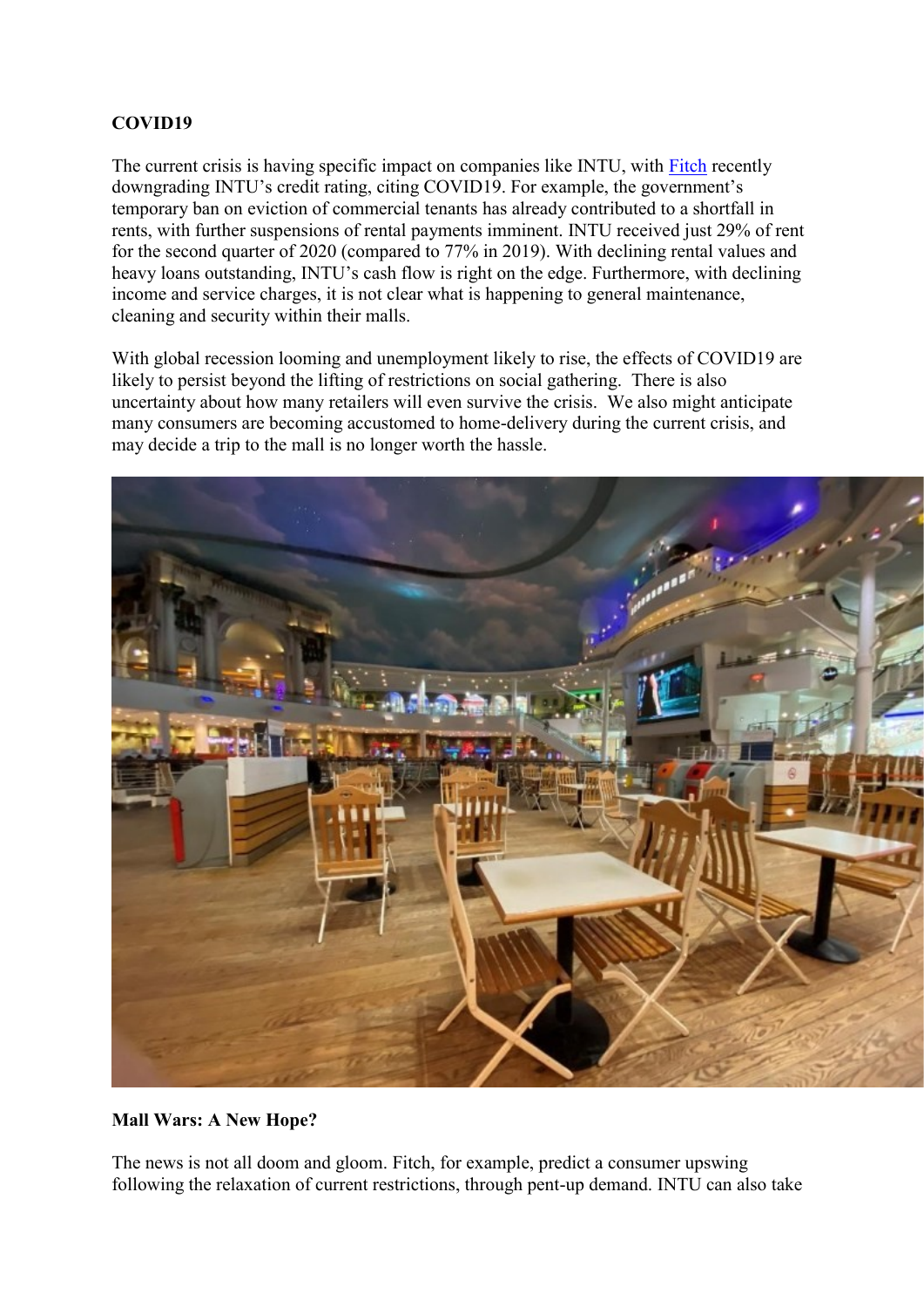**COVID19**

The current crisis is having specific impact on companies like INTU, with [Fitch](Fitch) recently downgrading INTU's credit rating, citing COVID19. For example, the government's temporary ban on eviction of commercial tenants has already contributed to a shortfall in rents, with further suspensions of rental payments imminent. INTU received just 29% of rent for the second quarter of 2020 (compared to 77% in 2019). With declining rental values and heavy loans outstanding, INTU's cash flow is right on the edge. Furthermore, with declining income and service charges, it is not clear what is happening to general maintenance, cleaning and security within their malls.

With global recession looming and unemployment likely to rise, the effects of COVID19 are likely to persist beyond the lifting of restrictions on social gathering. There is also uncertainty about how many retailers will even survive the crisis. We also might anticipate many consumers are becoming accustomed to home-delivery during the current crisis, and may decide a trip to the mall is no longer worth the hassle.

**Mall Wars: A New Hope?**

The news is not all doom and gloom. Fitch, for example, predict a consumer upswing following the relaxation of current restrictions, through pent-up demand. INTU can also take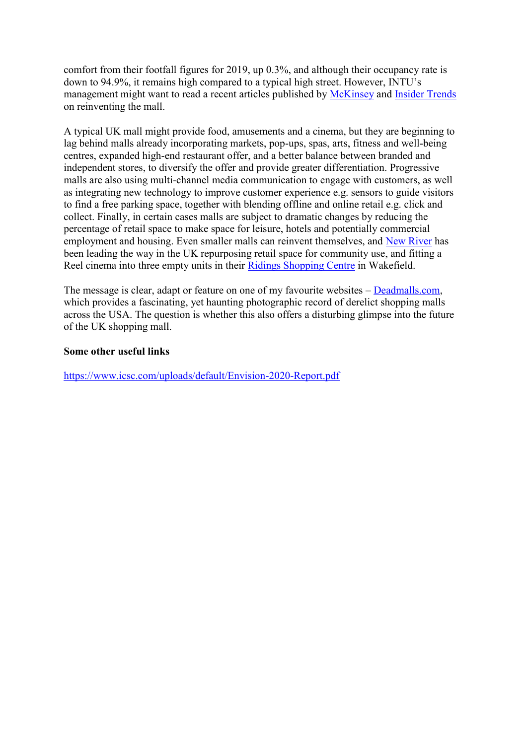comfort from their footfall figures for 2019, up 0.3%, and although their occupancy rate is down to 94.9%, it remains high compared to a typical high street. However, INTU's management might want to read a recent articles published by McKinsey and Insider Trends on reinventing the mall.

A typical UK mall might provide food, amusements and a cinema, but they are beginning to lag behind malls already incorporating markets, pop-ups, spas, arts, fitness and well-being centres, expanded high-end restaurant offer, and a better balance between branded and independent stores, to diversify the offer and provide greater differentiation. Progressive malls are also using multi-channel media communication to engage with customers, as well as integrating new technology to improve customer experience e.g. sensors to guide visitors to find a free parking space, together with blending offline and online retail e.g. click and collect. Finally, in certain cases malls are subject to dramatic changes by reducing the percentage of retail space to make space for leisure, hotels and potentially commercial employment and housing. Even smaller malls can reinvent themselves, and New River has been leading the way in the UK repurposing retail space for community use, and fitting a Reel cinema into three empty units in their Ridings Shopping Centre in Wakefield.

The message is clear, adapt or feature on one of my favourite websites – Deadmalls.com, which provides a fascinating, yet haunting photographic record of derelict shopping malls across the USA. The question is whether this also offers a disturbing glimpse into the future of the UK shopping mall.

**Some other useful links**

https://www.icsc.com/uploads/default/Envision-2020-Report.pdf